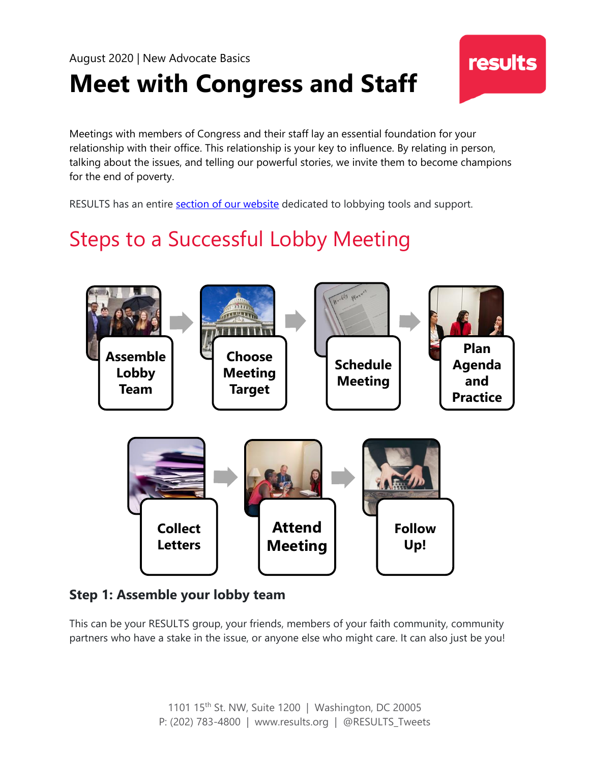August 2020 | New Advocate Basics

# Meet with Congress and Staff

Meetings with members of Congress and their staff lay an essential foundation for your relationship with their office. This relationship is your key to influence. By relating in person, talking about the issues, and telling our powerful stories, we invite them to become champions for the end of poverty.

RESULTS has an entire [section of our website]() dedicated to lobbying tools and support.

## Steps to a Successful Lobby Meeting

Assemble Lobby Team
Choose Meeting Target
Schedule Meeting
Plan Agenda and Practice
Collect Letters
Attend Meeting
Follow Up!

### Step 1: Assemble your lobby team

This can be your RESULTS group, your friends, members of your faith community, community partners who have a stake in the issue, or anyone else who might care. It can also just be you!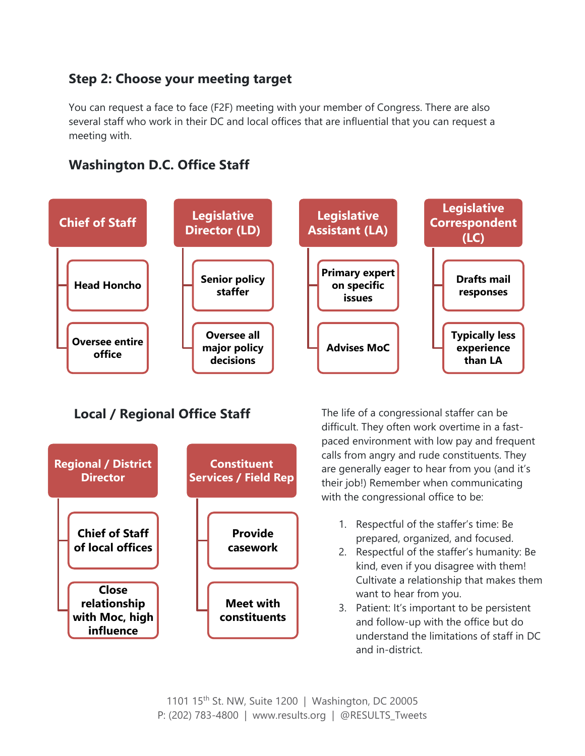### Step 2: Choose your meeting target

You can request a face to face (F2F) meeting with your member of Congress. There are also several staff who work in their DC and local offices that are influential that you can request a meeting with.

### Washington D.C. Office Staff

**Chief of Staff**
- Head Honcho
- Oversee entire office

**Legislative Director (LD)**
- Senior policy staffer
- Oversee all major policy decisions

**Legislative Assistant (LA)**
- Primary expert on specific issues
- Advises MoC

**Legislative Correspondent (LC)**
- Drafts mail responses
- Typically less experience than LA

### Local / Regional Office Staff

**Regional / District Director**
- Chief of Staff of local offices
- Close relationship with Moc, high influence

**Constituent Services / Field Rep**
- Provide casework
- Meet with constituents

The life of a congressional staffer can be difficult. They often work overtime in a fast-paced environment with low pay and frequent calls from angry and rude constituents. They are generally eager to hear from you (and it's their job!) Remember when communicating with the congressional office to be:

1. Respectful of the staffer's time: Be prepared, organized, and focused.
2. Respectful of the staffer's humanity: Be kind, even if you disagree with them! Cultivate a relationship that makes them want to hear from you.
3. Patient: It's important to be persistent and follow-up with the office but do understand the limitations of staff in DC and in-district.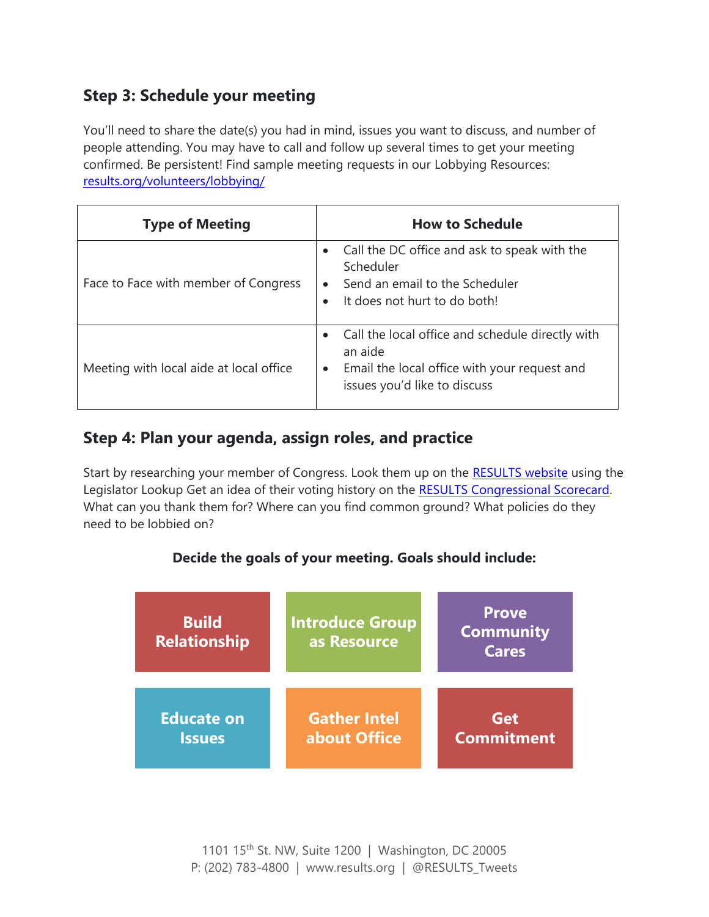## Step 3: Schedule your meeting

You'll need to share the date(s) you had in mind, issues you want to discuss, and number of people attending. You may have to call and follow up several times to get your meeting confirmed. Be persistent! Find sample meeting requests in our Lobbying Resources: [results.org/volunteers/lobbying/](results.org/volunteers/lobbying/)

| Type of Meeting | How to Schedule |
|---|---|
| Face to Face with member of Congress | • Call the DC office and ask to speak with the Scheduler<br>• Send an email to the Scheduler<br>• It does not hurt to do both! |
| Meeting with local aide at local office | • Call the local office and schedule directly with an aide<br>• Email the local office with your request and issues you'd like to discuss |

## Step 4: Plan your agenda, assign roles, and practice

Start by researching your member of Congress. Look them up on the RESULTS website using the Legislator Lookup Get an idea of their voting history on the RESULTS Congressional Scorecard. What can you thank them for? Where can you find common ground? What policies do they need to be lobbied on?

**Decide the goals of your meeting. Goals should include:**

- **Build Relationship**
- **Introduce Group as Resource**
- **Prove Community Cares**
- **Educate on Issues**
- **Gather Intel about Office**
- **Get Commitment**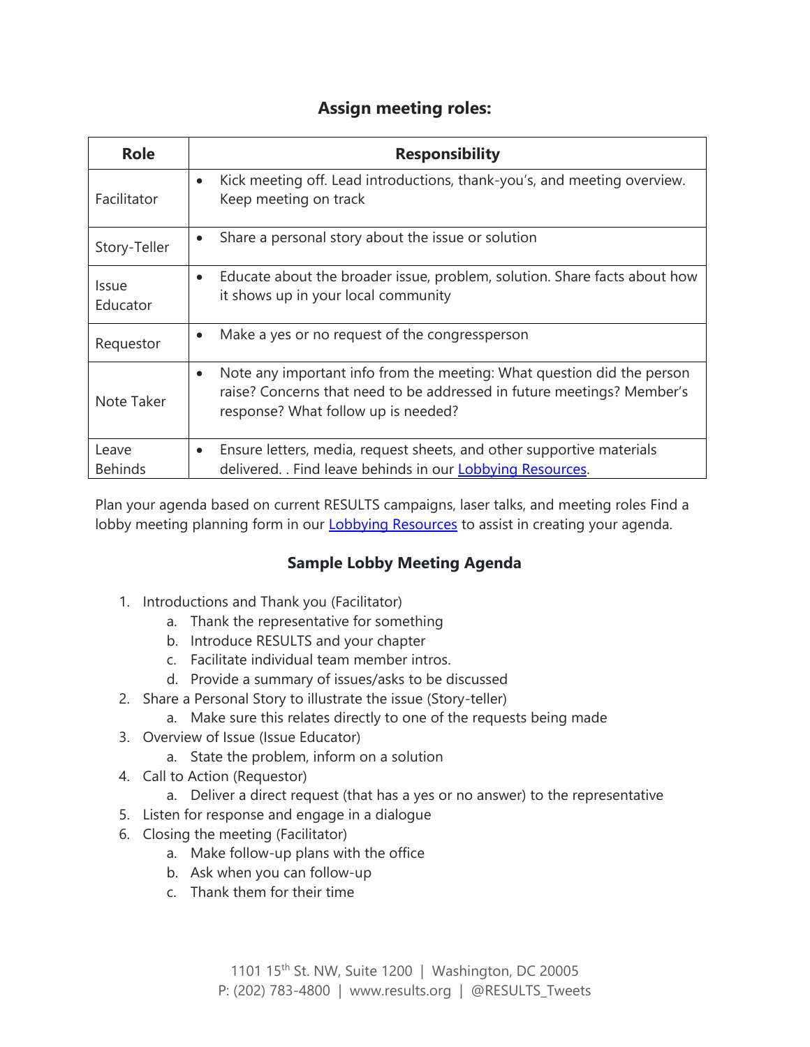## Assign meeting roles:

| Role | Responsibility |
| --- | --- |
| Facilitator | • Kick meeting off. Lead introductions, thank-you's, and meeting overview. Keep meeting on track |
| Story-Teller | • Share a personal story about the issue or solution |
| Issue Educator | • Educate about the broader issue, problem, solution. Share facts about how it shows up in your local community |
| Requestor | • Make a yes or no request of the congressperson |
| Note Taker | • Note any important info from the meeting: What question did the person raise? Concerns that need to be addressed in future meetings? Member's response? What follow up is needed? |
| Leave Behinds | • Ensure letters, media, request sheets, and other supportive materials delivered. . Find leave behinds in our Lobbying Resources. |

Plan your agenda based on current RESULTS campaigns, laser talks, and meeting roles Find a lobby meeting planning form in our Lobbying Resources to assist in creating your agenda.

### Sample Lobby Meeting Agenda

1. Introductions and Thank you (Facilitator)
   a. Thank the representative for something
   b. Introduce RESULTS and your chapter
   c. Facilitate individual team member intros.
   d. Provide a summary of issues/asks to be discussed
2. Share a Personal Story to illustrate the issue (Story-teller)
   a. Make sure this relates directly to one of the requests being made
3. Overview of Issue (Issue Educator)
   a. State the problem, inform on a solution
4. Call to Action (Requestor)
   a. Deliver a direct request (that has a yes or no answer) to the representative
5. Listen for response and engage in a dialogue
6. Closing the meeting (Facilitator)
   a. Make follow-up plans with the office
   b. Ask when you can follow-up
   c. Thank them for their time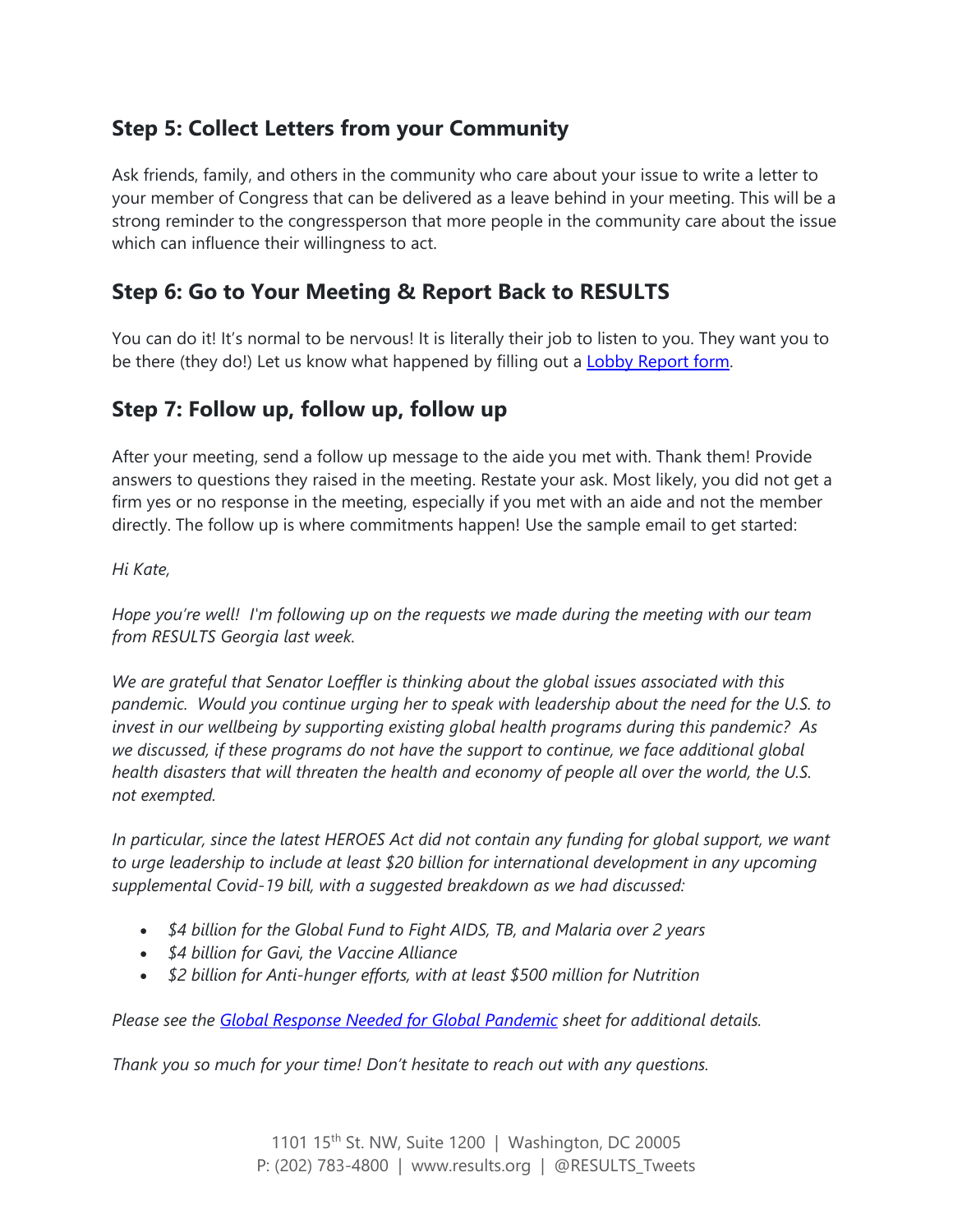## Step 5: Collect Letters from your Community

Ask friends, family, and others in the community who care about your issue to write a letter to your member of Congress that can be delivered as a leave behind in your meeting. This will be a strong reminder to the congressperson that more people in the community care about the issue which can influence their willingness to act.

## Step 6: Go to Your Meeting & Report Back to RESULTS

You can do it! It's normal to be nervous! It is literally their job to listen to you. They want you to be there (they do!) Let us know what happened by filling out a [Lobby Report form](#).

## Step 7: Follow up, follow up, follow up

After your meeting, send a follow up message to the aide you met with. Thank them! Provide answers to questions they raised in the meeting. Restate your ask. Most likely, you did not get a firm yes or no response in the meeting, especially if you met with an aide and not the member directly. The follow up is where commitments happen! Use the sample email to get started:

*Hi Kate,*

*Hope you're well! I'm following up on the requests we made during the meeting with our team from RESULTS Georgia last week.*

*We are grateful that Senator Loeffler is thinking about the global issues associated with this pandemic. Would you continue urging her to speak with leadership about the need for the U.S. to invest in our wellbeing by supporting existing global health programs during this pandemic? As we discussed, if these programs do not have the support to continue, we face additional global health disasters that will threaten the health and economy of people all over the world, the U.S. not exempted.*

*In particular, since the latest HEROES Act did not contain any funding for global support, we want to urge leadership to include at least $20 billion for international development in any upcoming supplemental Covid-19 bill, with a suggested breakdown as we had discussed:*

- *$4 billion for the Global Fund to Fight AIDS, TB, and Malaria over 2 years*
- *$4 billion for Gavi, the Vaccine Alliance*
- *$2 billion for Anti-hunger efforts, with at least $500 million for Nutrition*

*Please see the [Global Response Needed for Global Pandemic](#) sheet for additional details.*

*Thank you so much for your time! Don't hesitate to reach out with any questions.*

1101 15th St. NW, Suite 1200 | Washington, DC 20005
P: (202) 783-4800 | www.results.org | @RESULTS_Tweets